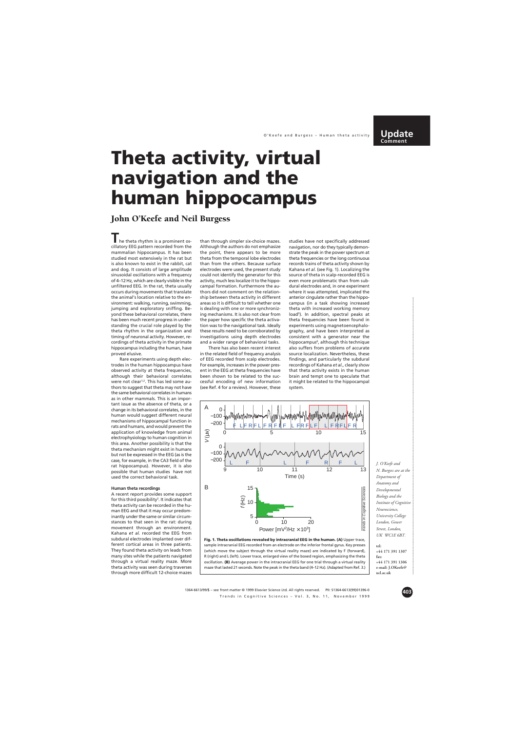# Theta activity, virtual navigation and the human hippocampus

## John O'Keefe and Neil Burgess

The theta rhythm is a prominent oscillatory EEG pattern recorded from the mammalian hippocampus. It has been studied most extensively in the rat but is also known to exist in the rabbit, cat and dog. It consists of large amplitude sinusoidal oscillations with a frequency of 4–12 Hz, which are clearly visible in the unfiltered EEG. In the rat, theta usually occurs during movements that translate the animal's location relative to the environment: walking, running, swimming, jumping and exploratory sniffing. Beyond these behavioral correlates, there has been much recent progress in understanding the crucial role played by the theta rhythm in the organization and timing of neuronal activity. However, recordings of theta activity in the primate hippocampus including the human, have proved elusive.

Rare experiments using depth electrodes in the human hippocampus have observed activity at theta frequencies, although their behavioral correlates were not clear[1,2]. This has led some authors to suggest that theta may not have the same behavioral correlates in humans as in other mammals. This is an important issue as the absence of theta, or a change in its behavioral correlates, in the human would suggest different neural mechanisms of hippocampal function in rats and humans, and would prevent the application of knowledge from animal electrophysiology to human cognition in this area. Another possibility is that the theta mechanism might exist in humans but not be expressed in the EEG (as is the case, for example, in the CA3 field of the rat hippocampus). However, it is also possible that human studies have not used the correct behavioral task.

### Human theta recordings

A recent report provides some support for this third possibility[3]. It indicates that theta activity can be recorded in the human EEG and that it may occur predominantly under the same or similar circumstances to that seen in the rat: during movement through an environment. Kahana *et al.* recorded the EEG from subdural electrodes implanted over different cortical areas in three patients. They found theta activity on leads from many sites while the patients navigated through a virtual reality maze. More theta activity was seen during traverses through more difficult 12-choice mazes than through simpler six-choice mazes. Although the authors do not emphasize the point, there appears to be more theta from the temporal lobe electrodes than from the others. Because surface electrodes were used, the present study could not identify the generator for this activity, much less localize it to the hippocampal formation. Furthermore the authors did not comment on the relationship between theta activity in different areas so it is difficult to tell whether one is dealing with one or more synchronizing mechanisms. It is also not clear from the paper how specific the theta activation was to the navigational task. Ideally these results need to be corroborated by investigations using depth electrodes and a wider range of behavioral tasks.

There has also been recent interest in the related field of frequency analysis of EEG recorded from scalp electrodes. For example, increases in the power present in the EEG at theta frequencies have been shown to be related to the successful encoding of new information (see Ref. 4 for a review). However, these studies have not specifically addressed navigation, nor do they typically demonstrate the peak in the power spectrum at theta frequencies or the long continuous records trains of theta activity shown by Kahana *et al.* (see Fig. 1). Localizing the source of theta in scalp-recorded EEG is even more problematic than from subdural electrodes and, in one experiment where it was attempted, implicated the anterior cingulate rather than the hippocampus (in a task showing increased theta with increased working memory load[5]). In addition, spectral peaks at theta frequencies have been found in experiments using magnetoencephalography, and have been interpreted as consistent with a generator near the hippocampus[6], although this technique also suffers from problems of accurate source localization. Nevertheless, these findings, and particularly the subdural recordings of Kahana *et al.*, clearly show that theta activity exists in the human brain and tempt one to speculate that it might be related to the hippocampal system.

**Fig. 1. Theta oscillations revealed by intracranial EEG in the human. (A)** Upper trace, sample intracranial EEG recorded from an electrode on the inferior frontal gyrus. Key presses (which move the subject through the virtual reality maze) are indicated by F (forward), R (right) and L (left). Lower trace, enlarged view of the boxed region, emphasizing the theta oscillation. **(B)** Average power in the intracranial EEG for one trial through a virtual reality maze that lasted 21 seconds. Note the peak in the theta band (4–12 Hz). (Adapted from Ref. 3.)

*J. O'Keefe and N. Burgess are at the Department of Anatomy and Developmental Biology and the Institute of Cognitive Neuroscience, University College London, Gower Street, London, UK WC1E 6BT.*

tel: +44 171 391 1307
fax: +44 171 391 1306
e-mail: J.OKeefe@ucl.ac.uk

1364-6613/99/$ – see front matter © 1999 Elsevier Science Ltd. All rights reserved. PII: S1364-6613(99)01396-0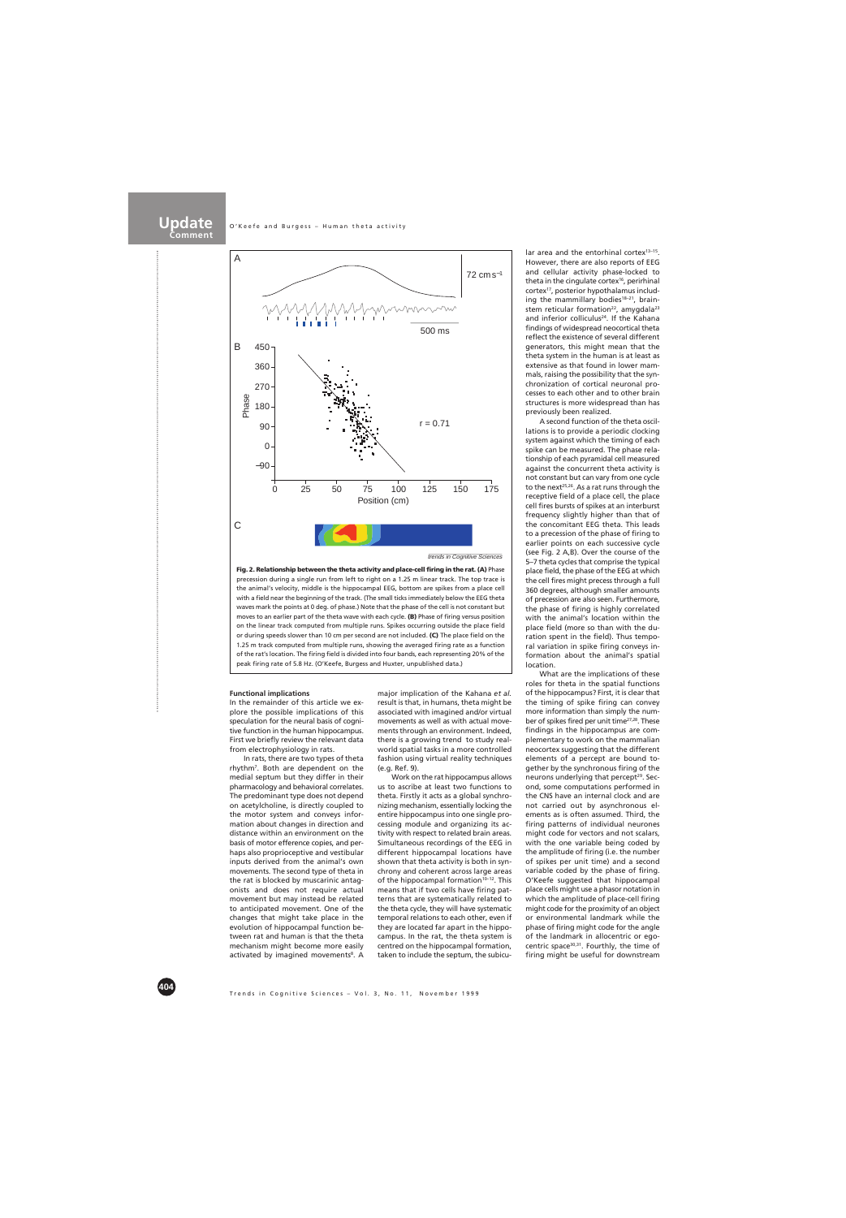A

72 cm s⁻¹

500 ms

B

Phase

450
360
270
180
90
0
–90

r = 0.71

0 25 50 75 100 125 150 175

Position (cm)

C

trends in Cognitive Sciences

**Fig. 2. Relationship between the theta activity and place-cell firing in the rat. (A)** Phase precession during a single run from left to right on a 1.25 m linear track. The top trace is the animal's velocity, middle is the hippocampal EEG, bottom are spikes from a place cell with a field near the beginning of the track. (The small ticks immediately below the EEG theta waves mark the points at 0 deg. of phase.) Note that the phase of the cell is not constant but moves to an earlier part of the theta wave with each cycle. **(B)** Phase of firing versus position on the linear track computed from multiple runs. Spikes occurring outside the place field or during speeds slower than 10 cm per second are not included. **(C)** The place field on the 1.25 m track computed from multiple runs, showing the averaged firing rate as a function of the rat's location. The firing field is divided into four bands, each representing 20% of the peak firing rate of 5.8 Hz. (O'Keefe, Burgess and Huxter, unpublished data.)

**Functional implications**

In the remainder of this article we explore the possible implications of this speculation for the neural basis of cognitive function in the human hippocampus. First we briefly review the relevant data from electrophysiology in rats.

In rats, there are two types of theta rhythm[7]. Both are dependent on the medial septum but they differ in their pharmacology and behavioral correlates. The predominant type does not depend on acetylcholine, is directly coupled to the motor system and conveys information about changes in direction and distance within an environment on the basis of motor efference copies, and perhaps also proprioceptive and vestibular inputs derived from the animal's own movements. The second type of theta in the rat is blocked by muscarinic antagonists and does not require actual movement but may instead be related to anticipated movement. One of the changes that might take place in the evolution of hippocampal function between rat and human is that the theta mechanism might become more easily activated by imagined movements[8]. A major implication of the Kahana *et al.* result is that, in humans, theta might be associated with imagined and/or virtual movements as well as with actual movements through an environment. Indeed, there is a growing trend to study real-world spatial tasks in a more controlled fashion using virtual reality techniques (e.g. Ref. 9).

Work on the rat hippocampus allows us to ascribe at least two functions to theta. Firstly it acts as a global synchronizing mechanism, essentially locking the entire hippocampus into one single processing module and organizing its activity with respect to related brain areas. Simultaneous recordings of the EEG in different hippocampal locations have shown that theta activity is both in synchrony and coherent across large areas of the hippocampal formation[10–12]. This means that if two cells have firing patterns that are systematically related to the theta cycle, they will have systematic temporal relations to each other, even if they are located far apart in the hippocampus. In the rat, the theta system is centred on the hippocampal formation, taken to include the septum, the subicular area and the entorhinal cortex[13–15]. However, there are also reports of EEG and cellular activity phase-locked to theta in the cingulate cortex[16], perirhinal cortex[17], posterior hypothalamus including the mammillary bodies[18–21], brainstem reticular formation[22], amygdala[23] and inferior colliculus[24]. If the Kahana findings of widespread neocortical theta reflect the existence of several different generators, this might mean that the theta system in the human is at least as extensive as that found in lower mammals, raising the possibility that the synchronization of cortical neuronal processes to each other and to other brain structures is more widespread than has previously been realized.

A second function of the theta oscillations is to provide a periodic clocking system against which the timing of each spike can be measured. The phase relationship of each pyramidal cell measured against the concurrent theta activity is not constant but can vary from one cycle to the next[25,26]. As a rat runs through the receptive field of a place cell, the place cell fires bursts of spikes at an interburst frequency slightly higher than that of the concomitant EEG theta. This leads to a precession of the phase of firing to earlier points on each successive cycle (see Fig. 2 A,B). Over the course of the 5–7 theta cycles that comprise the typical place field, the phase of the EEG at which the cell fires might precess through a full 360 degrees, although smaller amounts of precession are also seen. Furthermore, the phase of firing is highly correlated with the animal's location within the place field (more so than with the duration spent in the field). Thus temporal variation in spike firing conveys information about the animal's spatial location.

What are the implications of these roles for theta in the spatial functions of the hippocampus? First, it is clear that the timing of spike firing can convey more information than simply the number of spikes fired per unit time[27,28]. These findings in the hippocampus are complementary to work on the mammalian neocortex suggesting that the different elements of a percept are bound together by the synchronous firing of the neurons underlying that percept[29]. Second, some computations performed in the CNS have an internal clock and are not carried out by asynchronous elements as is often assumed. Third, the firing patterns of individual neurones might code for vectors and not scalars, with the one variable being coded by the amplitude of firing (i.e. the number of spikes per unit time) and a second variable coded by the phase of firing. O'Keefe suggested that hippocampal place cells might use a phasor notation in which the amplitude of place-cell firing might code for the proximity of an object or environmental landmark while the phase of firing might code for the angle of the landmark in allocentric or egocentric space[30,31]. Fourthly, the time of firing might be useful for downstream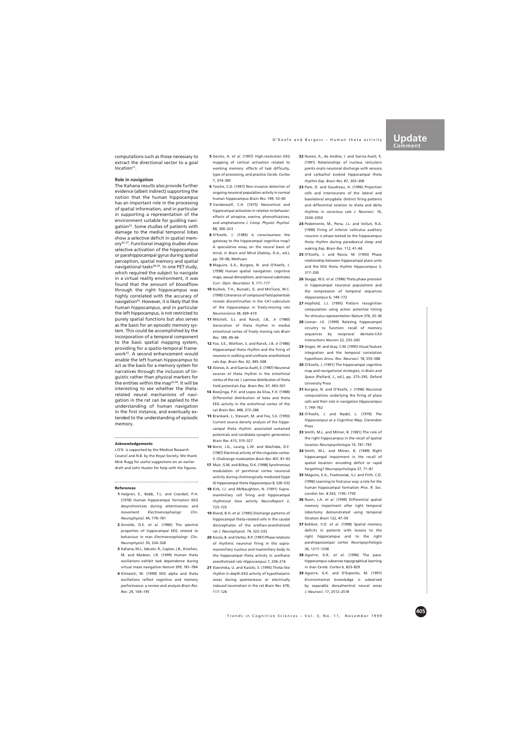computations such as those necessary to extract the directional vector to a goal location[31].

### Role in navigation

The Kahana results also provide further evidence (albeit indirect) supporting the notion that the human hippocampus has an important role in the processing of spatial information, and in particular in supporting a representation of the environment suitable for guiding navigation[32]. Some studies of patients with damage to the medial temporal lobes show a selective deficit in spatial memory[33–37]. Functional imaging studies show selective activation of the hippocampus or parahippocampal gyrus during spatial perception, spatial memory and spatial navigational tasks[38–43]. In one PET study, which required the subject to navigate in a virtual reality environment, it was found that the amount of bloodflow through the right hippocampus was highly correlated with the accuracy of navigation[43]. However, it is likely that the human hippocampus, and in particular the left hippocampus, is not restricted to purely spatial functions but also serves as the basis for an episodic memory system. This could be accomplished by the incorporation of a temporal component to the basic spatial mapping system, providing for a spatio-temporal framework[32]. A second enhancement would enable the left human hippocampus to act as the basis for a memory system for narratives through the inclusion of linguistic rather than physical markers for the entities within the map[32,44]. It will be interesting to see whether the theta-related neural mechanisms of navigation in the rat can be applied to the understanding of human navigation in the first instance, and eventually extended to the understanding of episodic memory.

#### Acknowledgements

J.O'K. is supported by the Medical Research Council and N.B. by the Royal Society. We thank Mick Rugg for useful suggestions on an earlier draft and John Huxter for help with the figures.

#### References

1. Halgren, E., Babb, T.L. and Crandall, P.H. (1978) Human hippocampal formation EEG desynchronizes during attentiveness and movement *Electroencephalogr. Clin. Neurophysiol.* 44, 778–781
2. Arnolds, D.E. *et al.* (1980) The spectral properties of hippocampal EEG related to behaviour in man *Electroencephalogr. Clin. Neurophysiol.* 50, 324–328
3. Kahana, M.J., Sekuler, R., Caplan, J.B., Kirschen, M. and Madsen, J.R. (1999) Human theta oscillations exhibit task dependence during virtual maze navigation *Nature* 399, 781–784
4. Klimesch, W. (1999) EEG alpha and theta oscillations reflect cognitive and memory performance: a review and analysis *Brain Res. Rev.* 29, 169–195
5. Gevins, A. *et al.* (1997) High-resolution EEG mapping of cortical activation related to working memory: effects of task difficulty, type of processing, and practice *Cereb. Cortex* 7, 374–385
6. Tesche, C.D. (1997) Non-invasive detection of ongoing neuronal population activity in normal human hippocampus *Brain Res.* 749, 53–60
7. Vanderwolf, C.H. (1975) Neocortical and hippocampal activation in relation to behavior: effects of atropine, eserine, phenothiazines, and amphetamine *J. Comp. Physiol. Psychol.* 88, 300–323
8. O'Keefe, J. (1985) Is consciousness the gateway to the hippocampal cognitive map? A speculative essay on the neural basis of mind, in *Brain and Mind* (Oakley, D.A., ed.), pp. 59–98, Methuen
9. Maguire, E.A., Burgess, N. and O'Keefe, J. (1998) Human spatial navigation: cognitive maps, sexual dimorphism, and neural substrates *Curr. Opin. Neurobiol.* 9, 171–177
10. Bullock, T.H., Buzsaki, G. and McClune, M.C. (1990) Coherence of compound field potentials reveals discontinuities in the CA1-subiculum of the hippocampus in freely-moving rats *Neuroscience* 38, 609–619
11. Mitchell, S.J. and Ranck, J.B., Jr (1980) Generation of theta rhythm in medial entorhinal cortex of freely moving rats *Brain Res.* 189, 49–66
12. Fox, S.E., Wolfson, S. and Ranck, J.B. Jr (1986) Hippocampal theta rhythm and the firing of neurons in walking and urethane anesthetized rats *Exp. Brain Res.* 62, 495–508
13. Alonso, A. and Garcia-Austt, E. (1987) Neuronal sources of theta rhythm in the entorhinal cortex of the rat: I. Laminar distribution of theta field potentials *Exp. Brain Res.* 67, 493–501
14. Boeijinga, P.H. and Lopes da Silva, F.H. (1988) Differential distribution of beta and theta EEG activity in the entorhinal cortex of the cat *Brain Res.* 448, 272–286
15. Brankack, J., Stewart, M. and Fox, S.E. (1993) Current source density analysis of the hippocampal theta rhythm: associated sustained potentials and candidate synaptic generators *Brain Res.* 615, 310–327
16. Borst, J.G., Leung, L.W. and MacFabe, D.F. (1987) Electrical activity of the cingulate cortex: II. Cholinergic modulation *Brain Res.* 407, 81–93
17. Muir, G.M. and Bilkey, D.K. (1998) Synchronous modulation of perirhinal cortex neuronal activity during cholinergically mediated (type II) hippocampal theta *Hippocampus* 8, 526–532
18. Kirk, I.J. and McNaughton, N. (1991) Supramammillary cell firing and hippocampal rhythmical slow activity *NeuroReport* 2, 723–725
19. Bland, B.H. *et al.* (1995) Discharge patterns of hippocampal theta-related cells in the caudal diencephalon of the urethan-anesthetized rat *J. Neurophysiol.* 74, 322–333
20. Kocsis, B. and Vertes, R.P. (1997) Phase relations of rhythmic neuronal firing in the supramammillary nucleus and mammillary body to the hippocampal theta activity in urethane anesthetized rats *Hippocampus* 7, 204–214
21. Slawinska, U. and Kasicki, S. (1995) Theta-like rhythm in depth EEG activity of hypothalamic areas during spontaneous or electrically induced locomotion in the rat *Brain Res.* 678, 117–126
22. Nunez, A., de Andres, I. and Garcia-Austt, E. (1991) Relationships of nucleus reticularis pontis oralis neuronal discharge with sensory and carbachol evoked hippocampal theta rhythm *Exp. Brain Res.* 87, 303–308
23. Pare, D. and Gaudreau, H. (1996) Projection cells and interneurons of the lateral and basolateral amygdala: distinct firing patterns and differential relation to theta and delta rhythms in conscious cats *J. Neurosci.* 16, 3334–3350
24. Pedemonte, M., Pena, J.L. and Velluti, R.A. (1996) Firing of inferior colliculus auditory neurons is phase-locked to the hippocampus theta rhythm during paradoxical sleep and waking *Exp. Brain Res.* 112, 41–46
25. O'Keefe, J. and Recce, M. (1993) Phase relationship between hippocampal place units and the EEG theta rhythm *Hippocampus* 3, 317–330
26. Skaggs, W.E. *et al.* (1996) Theta phase precision in hippocampal neuronal populations and the compression of temporal sequences *Hippocampus* 6, 149–172
27. Hopfield, J.J. (1995) Pattern recognition computation using action potential timing for stimulus representation *Nature* 376, 33–36
28. Lisman J.E. (1999) Relating hippocampal circuitry to function: recall of memory sequences by reciprocal dentate-CA3 interactions *Neuron* 22, 233–242
29. Singer, W. and Gray, C.M. (1995) Visual feature integration and the temporal correlation hypothesis *Annu. Rev. Neurosci.* 18, 555–586
30. O'Keefe, J. (1991) The hippocampal cognitive map and navigational strategies, in *Brain and Space* (Paillard, J., ed.), pp. 273–295, Oxford University Press
31. Burgess, N. and O'Keefe, J. (1996) Neuronal computations underlying the firing of place cells and their role in navigation *Hippocampus* 7, 749–762
32. O'Keefe, J. and Nadel, L. (1978) *The Hippocampus as a Cognitive Map*, Clarendon Press
33. Smith, M.L. and Milner, B. (1981) The role of the right hippocampus in the recall of spatial location *Neuropsychologia* 19, 781–793
34. Smith, M.L. and Milner, B. (1989) Right hippocampal impairment in the recall of spatial location: encoding deficit or rapid forgetting? *Neuropsychologia* 27, 71–81
35. Maguire, E.A., Frackowiak, S.J. and Frith, C.D. (1996) Learning to find your way: a role for the human hippocampal formation *Proc. R. Soc. London Ser. B* 263, 1745–1750
36. Nunn, J.A. *et al.* (1999) Differential spatial memory impairment after right temporal lobectomy demonstrated using temporal titration *Brain* 122, 47–59
37. Bohbot, V.D. *et al.* (1998) Spatial memory deficits in patients with lesions to the right hippocampus and to the right parahippocampal cortex *Neuropsychologia* 36, 1217–1238
38. Aguirre, G.K. *et al.* (1996) The parahippocampus subserves topographical learning in man *Cereb. Cortex* 6, 823–829
39. Aguirre, G.K. and D'Esposito, M. (1997) Environmental knowledge is subserved by separable dorsal/ventral neural areas *J. Neurosci.* 17, 2512–2518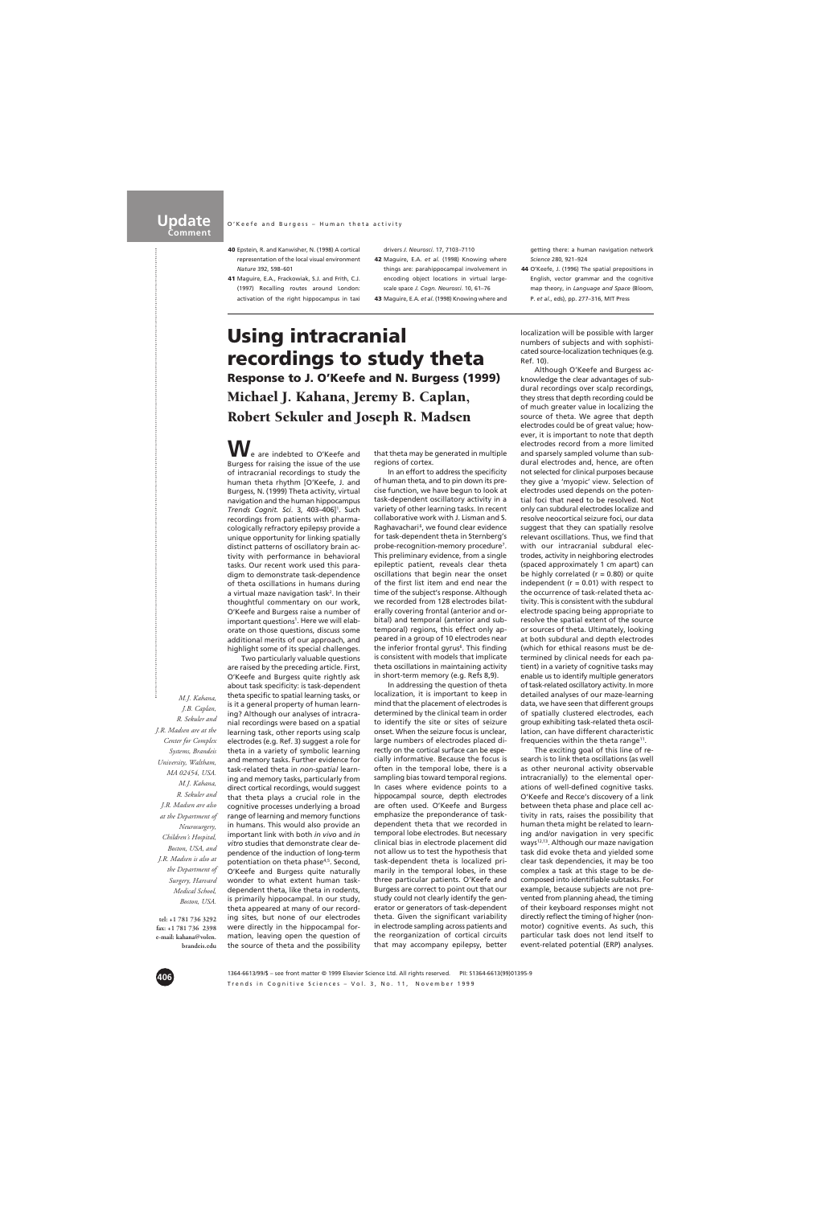**40** Epstein, R. and Kanwisher, N. (1998) A cortical representation of the local visual environment *Nature* 392, 598–601

**41** Maguire, E.A., Frackowiak, S.J. and Frith, C.J. (1997) Recalling routes around London: activation of the right hippocampus in taxi drivers *J. Neurosci.* 17, 7103–7110

**42** Maguire, E.A. *et al.* (1998) Knowing where things are: parahippocampal involvement in encoding object locations in virtual large-scale space *J. Cogn. Neurosci.* 10, 61–76

**43** Maguire, E.A. *et al.* (1998) Knowing where and getting there: a human navigation network *Science* 280, 921–924

**44** O'Keefe, J. (1996) The spatial prepositions in English, vector grammar and the cognitive map theory, in *Language and Space* (Bloom, P. *et al.*, eds), pp. 277–316, MIT Press

# Using intracranial recordings to study theta

## Response to J. O'Keefe and N. Burgess (1999)

**Michael J. Kahana, Jeremy B. Caplan, Robert Sekuler and Joseph R. Madsen**

*M.J. Kahana, J.B. Caplan, R. Sekuler and J.R. Madsen are at the Center for Complex Systems, Brandeis University, Waltham, MA 02454, USA. M.J. Kahana, R. Sekuler and J.R. Madsen are also at the Department of Neurosurgery, Children's Hospital, Boston, USA, and J.R. Madsen is also at the Department of Surgery, Harvard Medical School, Boston, USA.*

tel: +1 781 736 3292
fax: +1 781 736 2398
e-mail: kahana@volen.brandeis.edu

We are indebted to O'Keefe and Burgess for raising the issue of the use of intracranial recordings to study the human theta rhythm [O'Keefe, J. and Burgess, N. (1999) Theta activity, virtual navigation and the human hippocampus *Trends Cognit. Sci.* 3, 403–406][1]. Such recordings from patients with pharmacologically refractory epilepsy provide a unique opportunity for linking spatially distinct patterns of oscillatory brain activity with performance in behavioral tasks. Our recent work used this paradigm to demonstrate task-dependence of theta oscillations in humans during a virtual maze navigation task[2]. In their thoughtful commentary on our work, O'Keefe and Burgess raise a number of important questions[1]. Here we will elaborate on those questions, discuss some additional merits of our approach, and highlight some of its special challenges.

Two particularly valuable questions are raised by the preceding article. First, O'Keefe and Burgess quite rightly ask about task specificity: is task-dependent theta specific to spatial learning tasks, or is it a general property of human learning? Although our analyses of intracranial recordings were based on a spatial learning task, other reports using scalp electrodes (e.g. Ref. 3) suggest a role for theta in a variety of symbolic learning and memory tasks. Further evidence for task-related theta in *non-spatial* learning and memory tasks, particularly from direct cortical recordings, would suggest that theta plays a crucial role in the cognitive processes underlying a broad range of learning and memory functions in humans. This would also provide an important link with both *in vivo* and *in vitro* studies that demonstrate clear dependence of the induction of long-term potentiation on theta phase[4,5]. Second, O'Keefe and Burgess quite naturally wonder to what extent human task-dependent theta, like theta in rodents, is primarily hippocampal. In our study, theta appeared at many of our recording sites, but none of our electrodes were directly in the hippocampal formation, leaving open the question of the source of theta and the possibility that theta may be generated in multiple regions of cortex.

In an effort to address the specificity of human theta, and to pin down its precise function, we have begun to look at task-dependent oscillatory activity in a variety of other learning tasks. In recent collaborative work with J. Lisman and S. Raghavachari[6], we found clear evidence for task-dependent theta in Sternberg's probe-recognition-memory procedure[7]. This preliminary evidence, from a single epileptic patient, reveals clear theta oscillations that begin near the onset of the first list item and end near the time of the subject's response. Although we recorded from 128 electrodes bilaterally covering frontal (anterior and orbital) and temporal (anterior and subtemporal) regions, this effect only appeared in a group of 10 electrodes near the inferior frontal gyrus[6]. This finding is consistent with models that implicate theta oscillations in maintaining activity in short-term memory (e.g. Refs 8,9).

In addressing the question of theta localization, it is important to keep in mind that the placement of electrodes is determined by the clinical team in order to identify the site or sites of seizure onset. When the seizure focus is unclear, large numbers of electrodes placed directly on the cortical surface can be especially informative. Because the focus is often in the temporal lobe, there is a sampling bias toward temporal regions. In cases where evidence points to a hippocampal source, depth electrodes are often used. O'Keefe and Burgess emphasize the preponderance of task-dependent theta that we recorded in temporal lobe electrodes. But necessary clinical bias in electrode placement did not allow us to test the hypothesis that task-dependent theta is localized primarily in the temporal lobes, in these three particular patients. O'Keefe and Burgess are correct to point out that our study could not clearly identify the generator or generators of task-dependent theta. Given the significant variability in electrode sampling across patients and the reorganization of cortical circuits that may accompany epilepsy, better localization will be possible with larger numbers of subjects and with sophisticated source-localization techniques (e.g. Ref. 10).

Although O'Keefe and Burgess acknowledge the clear advantages of subdural recordings over scalp recordings, they stress that depth recording could be of much greater value in localizing the source of theta. We agree that depth electrodes could be of great value; however, it is important to note that depth electrodes record from a more limited and sparsely sampled volume than subdural electrodes and, hence, are often not selected for clinical purposes because they give a 'myopic' view. Selection of electrodes used depends on the potential foci that need to be resolved. Not only can subdural electrodes localize and resolve neocortical seizure foci, our data suggest that they can spatially resolve relevant oscillations. Thus, we find that with our intracranial subdural electrodes, activity in neighboring electrodes (spaced approximately 1 cm apart) can be highly correlated ($r = 0.80$) or quite independent ($r = 0.01$) with respect to the occurrence of task-related theta activity. This is consistent with the subdural electrode spacing being appropriate to resolve the spatial extent of the source or sources of theta. Ultimately, looking at both subdural and depth electrodes (which for ethical reasons must be determined by clinical needs for each patient) in a variety of cognitive tasks may enable us to identify multiple generators of task-related oscillatory activity. In more detailed analyses of our maze-learning data, we have seen that different groups of spatially clustered electrodes, each group exhibiting task-related theta oscillation, can have different characteristic frequencies within the theta range[11].

The exciting goal of this line of research is to link theta oscillations (as well as other neuronal activity observable intracranially) to the elemental operations of well-defined cognitive tasks. O'Keefe and Recce's discovery of a link between theta phase and place cell activity in rats, raises the possibility that human theta might be related to learning and/or navigation in very specific ways[12,13]. Although our maze navigation task did evoke theta and yielded some clear task dependencies, it may be too complex a task at this stage to be decomposed into identifiable subtasks. For example, because subjects are not prevented from planning ahead, the timing of their keyboard responses might not directly reflect the timing of higher (non-motor) cognitive events. As such, this particular task does not lend itself to event-related potential (ERP) analyses.

1364-6613/99/$ – see front matter © 1999 Elsevier Science Ltd. All rights reserved. PII: S1364-6613(99)01395-9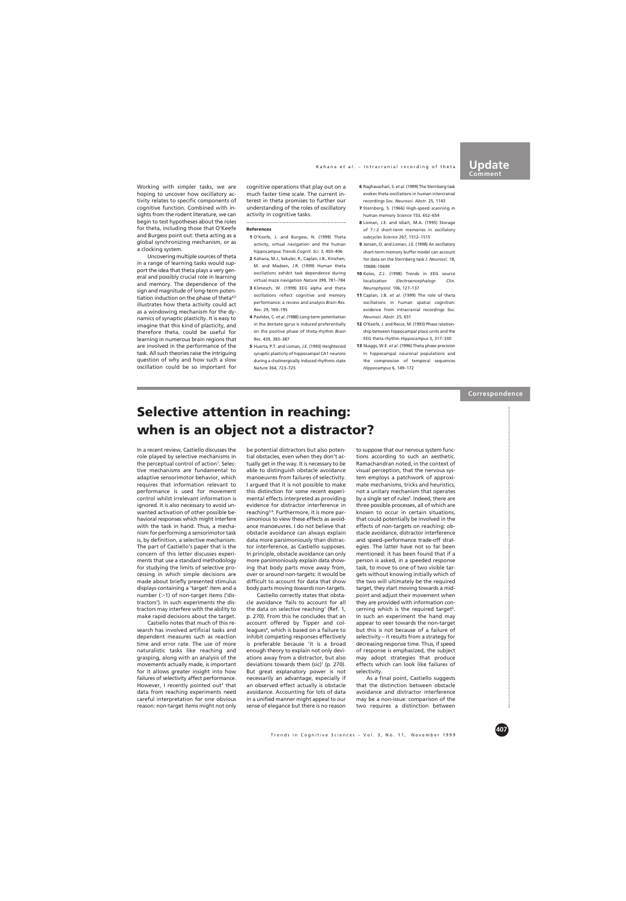Working with simpler tasks, we are hoping to uncover how oscillatory activity relates to specific components of cognitive function. Combined with insights from the rodent literature, we can begin to test hypotheses about the roles for theta, including those that O'Keefe and Burgess point out: theta acting as a global synchronizing mechanism, or as a clocking system.

Uncovering multiple sources of theta in a range of learning tasks would support the idea that theta plays a very general and possibly crucial role in learning and memory. The dependence of the sign and magnitude of long-term potentiation induction on the phase of theta[4,5] illustrates how theta activity could act as a windowing mechanism for the dynamics of synaptic plasticity. It is easy to imagine that this kind of plasticity, and therefore theta, could be useful for learning in numerous brain regions that are involved in the performance of the task. All such theories raise the intriguing question of why and how such a slow oscillation could be so important for cognitive operations that play out on a much faster time scale. The current interest in theta promises to further our understanding of the roles of oscillatory activity in cognitive tasks.

**References**

1 O'Keefe, J. and Burgess, N. (1999) Theta activity, virtual navigation and the human hippocampus *Trends Cognit. Sci.* 3, 403–406

2 Kahana, M.J., Sekuler, R., Caplan, J.B., Kirschen, M. and Madsen, J.R. (1999) Human theta oscillations exhibit task dependence during virtual maze navigation *Nature* 399, 781–784

3 Klimesch, W. (1999) EEG alpha and theta oscillations reflect cognitive and memory performance: a review and analysis *Brain Res. Rev.* 29, 169–195

4 Pavlides, C. *et al.* (1988) Long-term potentiation in the dentate gyrus is induced preferentially on the positive phase of theta-rhythm *Brain Res.* 439, 383–387

5 Huerta, P.T. and Lisman, J.E. (1993) Heightened synaptic plasticity of hippocampal CA1 neurons during a cholinergically induced rhythmic state *Nature* 364, 723–725

6 Raghavachari, S. *et al.* (1999) The Sternberg task evokes theta oscillations in human intercranial recordings *Soc. Neurosci. Abstr.* 25, 1143

7 Sternberg, S. (1966) High-speed scanning in human memory *Science* 153, 652–654

8 Lisman, J.E. and Idiart, M.A. (1995) Storage of 7±2 short-term memories in oscillatory subcycles *Science* 267, 1512–1515

9 Jensen, O. and Lisman, J.E. (1998) An oscillatory short-term memory buffer model can account for data on the Sternberg task *J. Neurosci.* 18, 10688–10699

10 Koles, Z.J. (1998) Trends in EEG source localization *Electroencephalogr. Clin. Neurophysiol.* 106, 127–137

11 Caplan, J.B. *et al.* (1999) The role of theta oscillations in human spatial cognition: evidence from intracranial recordings *Soc. Neurosci. Abstr.* 25, 651

12 O'Keefe, J. and Recce, M. (1993) Phase relationship between hippocampal place units and the EEG theta rhythm *Hippocampus* 3, 317–330

13 Skaggs, W.E. *et al.* (1996) Theta phase precision in hippocampal neuronal populations and the compression of temporal sequences *Hippocampus* 6, 149–172

Correspondence

# Selective attention in reaching: when is an object not a distractor?

In a recent review, Castiello discusses the role played by selective mechanisms in the perceptual control of action[1]. Selective mechanisms are fundamental to adaptive sensorimotor behavior, which requires that information relevant to performance is used for movement control whilst irrelevant information is ignored. It is also necessary to avoid unwanted activation of other possible behavioral responses which might interfere with the task in hand. Thus, a mechanism for performing a sensorimotor task is, by definition, a selective mechanism. The part of Castiello's paper that is the concern of this letter discusses experiments that use a standard methodology for studying the limits of selective processing in which simple decisions are made about briefly presented stimulus displays containing a 'target' item and a number (>1) of non-target items ('distractors'). In such experiments the distractors may interfere with the ability to make rapid decisions about the target.

Castiello notes that much of this research has involved artificial tasks and dependent measures such as reaction time and error rate. The use of more naturalistic tasks like reaching and grasping, along with an analysis of the movements actually made, is important for it allows greater insight into how failures of selectivity affect performance. However, I recently pointed out[2] that data from reaching experiments need careful interpretation for one obvious reason: non-target items might not only be potential distractors but also potential obstacles, even when they don't actually get in the way. It is necessary to be able to distinguish obstacle avoidance manoeuvres from failures of selectivity. I argued that it is not possible to make this distinction for some recent experimental effects interpreted as providing evidence for distractor interference in reaching[3,4]. Furthermore, it is more parsimonious to view these effects as avoidance manoeuvres. I do not believe that obstacle avoidance can always explain data more parsimoniously than distractor interference, as Castiello supposes. In principle, obstacle avoidance can only more parsimoniously explain data showing that body parts move *away* from, *over* or *around* non-targets: it would be difficult to account for data that show body parts moving *towards* non-targets.

Castiello correctly states that obstacle avoidance 'fails to account for all the data on selective reaching' (Ref. 1, p. 270). From this he concludes that an account offered by Tipper and colleagues[4], which is based on a failure to inhibit competing responses effectively is preferable because 'it is a broad enough theory to explain not only deviations away from a distractor, but also deviations towards them (sic)' (p. 270). But great explanatory power is not necessarily an advantage, especially if an observed effect actually is obstacle avoidance. Accounting for lots of data in a unified manner might appeal to our sense of elegance but there is no reason to suppose that our nervous system functions according to such an aesthetic. Ramachandran noted, in the context of visual perception, that the nervous system employs a patchwork of approximate mechanisms, tricks and heuristics, not a unitary mechanism that operates by a single set of rules[5]. Indeed, there are three possible processes, all of which are known to occur in certain situations, that could potentially be involved in the effects of non-targets on reaching: obstacle avoidance, distractor interference and speed–performance trade-off strategies. The latter have not so far been mentioned: it has been found that if a person is asked, in a speeded response task, to move to one of two visible targets without knowing initially which of the two will ultimately be the required target, they start moving towards a midpoint and adjust their movement when they are provided with information concerning which is the required target[6]. In such an experiment the hand may appear to veer towards the non-target but this is not because of a failure of selectivity – it results from a strategy for decreasing response time. Thus, if speed of response is emphasized, the subject may adopt strategies that produce effects which can look like failures of selectivity.

As a final point, Castiello suggests that the distinction between obstacle avoidance and distractor interference may be a non-issue: comparison of the two requires a distinction between